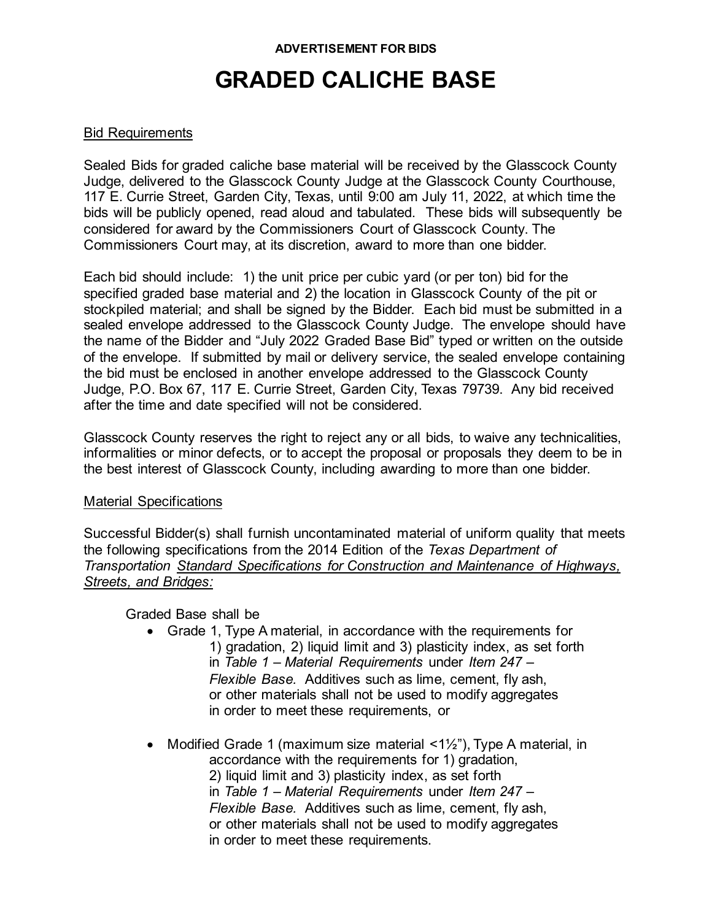**ADVERTISEMENT FOR BIDS**

# GRADED CALICHE BASE

<u>Bid Requirements</u>

Sealed Bids for graded caliche base material will be received by the Glasscock County Judge, delivered to the Glasscock County Judge at the Glasscock County Courthouse, 117 E. Currie Street, Garden City, Texas, until 9:00 am July 11, 2022, at which time the bids will be publicly opened, read aloud and tabulated. These bids will subsequently be considered for award by the Commissioners Court of Glasscock County. The Commissioners Court may, at its discretion, award to more than one bidder.

Each bid should include: 1) the unit price per cubic yard (or per ton) bid for the specified graded base material and 2) the location in Glasscock County of the pit or stockpiled material; and shall be signed by the Bidder. Each bid must be submitted in a sealed envelope addressed to the Glasscock County Judge. The envelope should have the name of the Bidder and "July 2022 Graded Base Bid" typed or written on the outside of the envelope. If submitted by mail or delivery service, the sealed envelope containing the bid must be enclosed in another envelope addressed to the Glasscock County Judge, P.O. Box 67, 117 E. Currie Street, Garden City, Texas 79739. Any bid received after the time and date specified will not be considered.

Glasscock County reserves the right to reject any or all bids, to waive any technicalities, informalities or minor defects, or to accept the proposal or proposals they deem to be in the best interest of Glasscock County, including awarding to more than one bidder.

<u>Material Specifications</u>

Successful Bidder(s) shall furnish uncontaminated material of uniform quality that meets the following specifications from the 2014 Edition of the *Texas Department of Transportation* *<u>Standard Specifications for Construction and Maintenance of Highways, Streets, and Bridges:</u>*

Graded Base shall be

- Grade 1, Type A material, in accordance with the requirements for 1) gradation, 2) liquid limit and 3) plasticity index, as set forth in *Table 1 – Material Requirements* under *Item 247 – Flexible Base.* Additives such as lime, cement, fly ash, or other materials shall not be used to modify aggregates in order to meet these requirements, or

- Modified Grade 1 (maximum size material <1½"), Type A material, in accordance with the requirements for 1) gradation, 2) liquid limit and 3) plasticity index, as set forth in *Table 1 – Material Requirements* under *Item 247 – Flexible Base.* Additives such as lime, cement, fly ash, or other materials shall not be used to modify aggregates in order to meet these requirements.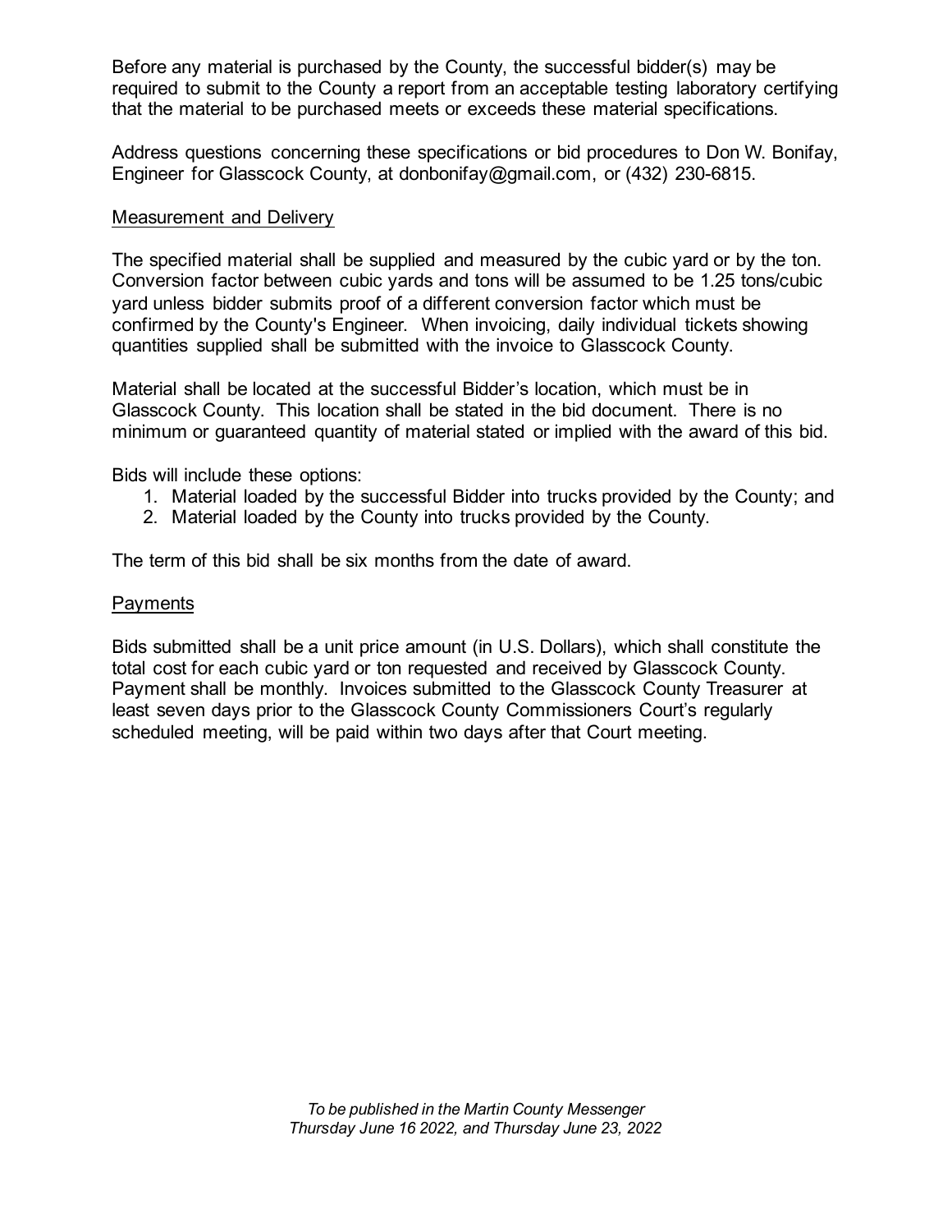Before any material is purchased by the County, the successful bidder(s) may be required to submit to the County a report from an acceptable testing laboratory certifying that the material to be purchased meets or exceeds these material specifications.

Address questions concerning these specifications or bid procedures to Don W. Bonifay, Engineer for Glasscock County, at donbonifay@gmail.com, or (432) 230-6815.

## Measurement and Delivery

The specified material shall be supplied and measured by the cubic yard or by the ton. Conversion factor between cubic yards and tons will be assumed to be 1.25 tons/cubic yard unless bidder submits proof of a different conversion factor which must be confirmed by the County's Engineer. When invoicing, daily individual tickets showing quantities supplied shall be submitted with the invoice to Glasscock County.

Material shall be located at the successful Bidder's location, which must be in Glasscock County. This location shall be stated in the bid document. There is no minimum or guaranteed quantity of material stated or implied with the award of this bid.

Bids will include these options:

1. Material loaded by the successful Bidder into trucks provided by the County; and
2. Material loaded by the County into trucks provided by the County.

The term of this bid shall be six months from the date of award.

## Payments

Bids submitted shall be a unit price amount (in U.S. Dollars), which shall constitute the total cost for each cubic yard or ton requested and received by Glasscock County. Payment shall be monthly. Invoices submitted to the Glasscock County Treasurer at least seven days prior to the Glasscock County Commissioners Court's regularly scheduled meeting, will be paid within two days after that Court meeting.

*To be published in the Martin County Messenger*
*Thursday June 16 2022, and Thursday June 23, 2022*